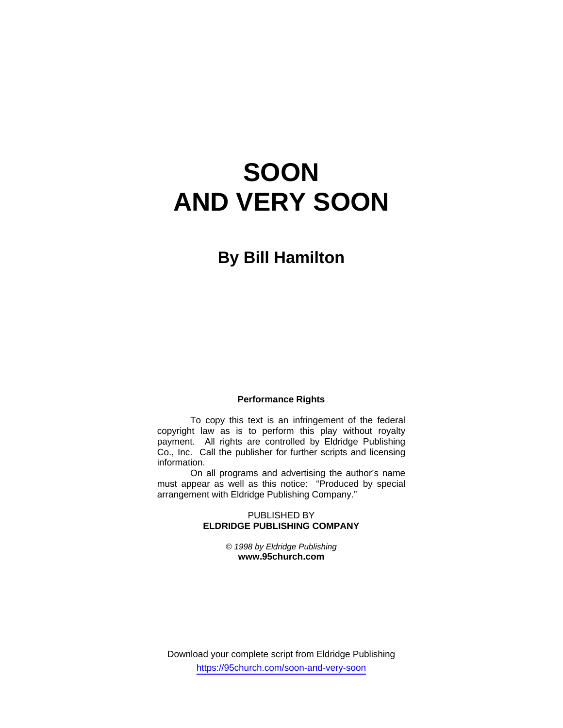# SOON AND VERY SOON

## By Bill Hamilton

**Performance Rights**

To copy this text is an infringement of the federal copyright law as is to perform this play without royalty payment. All rights are controlled by Eldridge Publishing Co., Inc. Call the publisher for further scripts and licensing information.

On all programs and advertising the author's name must appear as well as this notice: "Produced by special arrangement with Eldridge Publishing Company."

PUBLISHED BY
**ELDRIDGE PUBLISHING COMPANY**

*© 1998 by Eldridge Publishing*
**www.95church.com**

Download your complete script from Eldridge Publishing
https://95church.com/soon-and-very-soon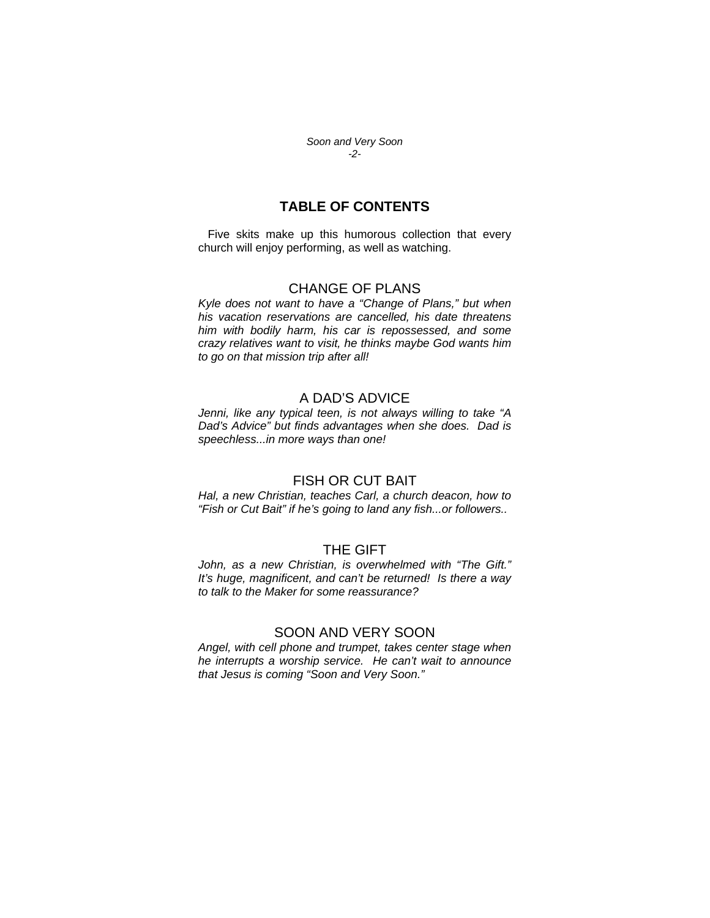# TABLE OF CONTENTS

Five skits make up this humorous collection that every church will enjoy performing, as well as watching.

## CHANGE OF PLANS

*Kyle does not want to have a "Change of Plans," but when his vacation reservations are cancelled, his date threatens him with bodily harm, his car is repossessed, and some crazy relatives want to visit, he thinks maybe God wants him to go on that mission trip after all!*

## A DAD'S ADVICE

*Jenni, like any typical teen, is not always willing to take "A Dad's Advice" but finds advantages when she does. Dad is speechless...in more ways than one!*

## FISH OR CUT BAIT

*Hal, a new Christian, teaches Carl, a church deacon, how to "Fish or Cut Bait" if he's going to land any fish...or followers..*

## THE GIFT

*John, as a new Christian, is overwhelmed with "The Gift." It's huge, magnificent, and can't be returned! Is there a way to talk to the Maker for some reassurance?*

## SOON AND VERY SOON

*Angel, with cell phone and trumpet, takes center stage when he interrupts a worship service. He can't wait to announce that Jesus is coming "Soon and Very Soon."*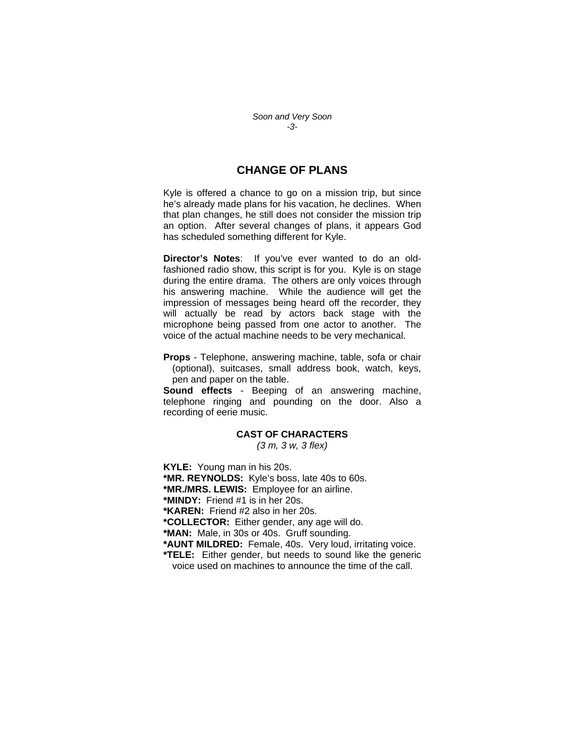## CHANGE OF PLANS

Kyle is offered a chance to go on a mission trip, but since he's already made plans for his vacation, he declines. When that plan changes, he still does not consider the mission trip an option. After several changes of plans, it appears God has scheduled something different for Kyle.

**Director's Notes**: If you've ever wanted to do an old-fashioned radio show, this script is for you. Kyle is on stage during the entire drama. The others are only voices through his answering machine. While the audience will get the impression of messages being heard off the recorder, they will actually be read by actors back stage with the microphone being passed from one actor to another. The voice of the actual machine needs to be very mechanical.

**Props** - Telephone, answering machine, table, sofa or chair (optional), suitcases, small address book, watch, keys, pen and paper on the table.

**Sound effects** - Beeping of an answering machine, telephone ringing and pounding on the door. Also a recording of eerie music.

### CAST OF CHARACTERS

*(3 m, 3 w, 3 flex)*

**KYLE:** Young man in his 20s.

***MR. REYNOLDS:** Kyle's boss, late 40s to 60s.

***MR./MRS. LEWIS:** Employee for an airline.

***MINDY:** Friend #1 is in her 20s.

***KAREN:** Friend #2 also in her 20s.

***COLLECTOR:** Either gender, any age will do.

***MAN:** Male, in 30s or 40s. Gruff sounding.

***AUNT MILDRED:** Female, 40s. Very loud, irritating voice.

***TELE:** Either gender, but needs to sound like the generic voice used on machines to announce the time of the call.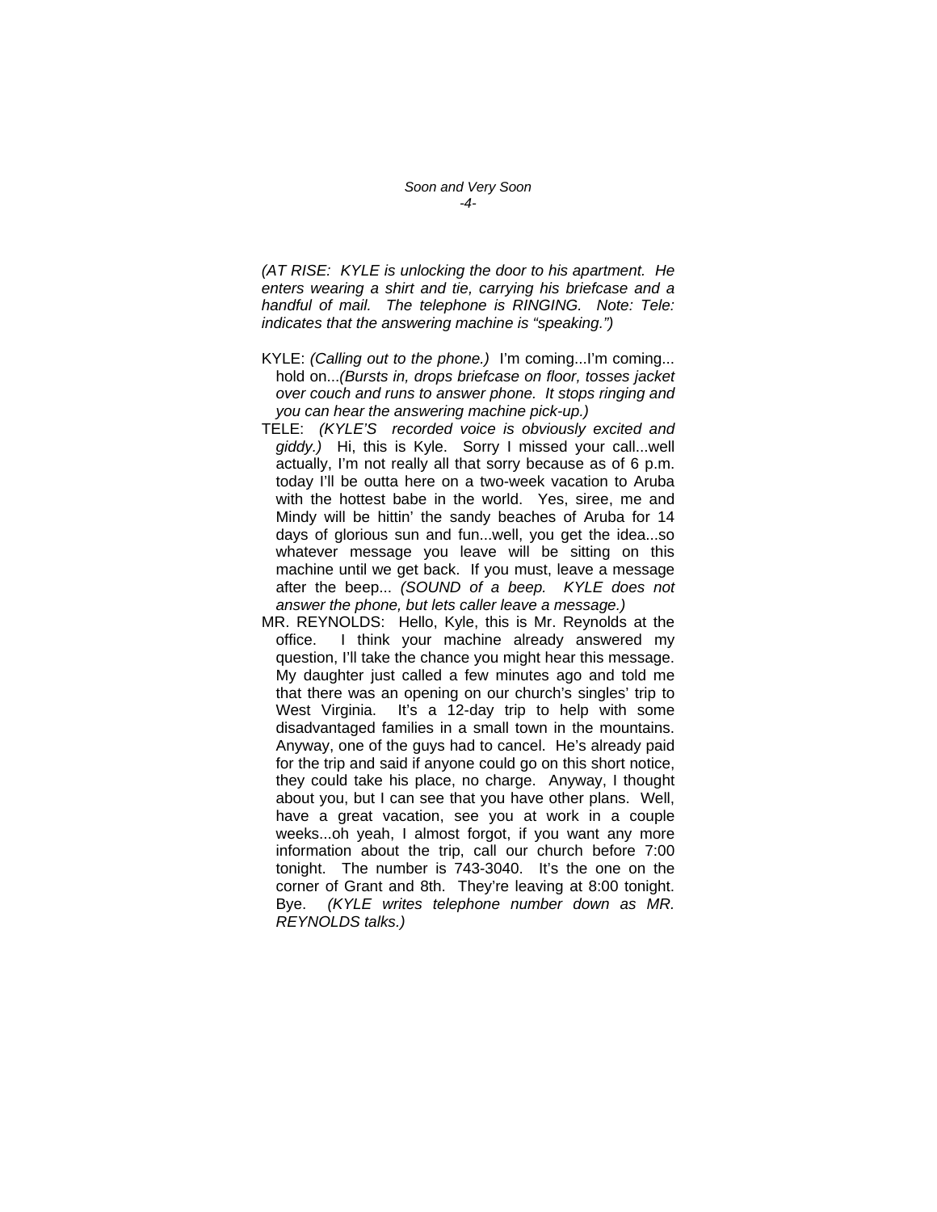*(AT RISE: KYLE is unlocking the door to his apartment. He enters wearing a shirt and tie, carrying his briefcase and a handful of mail. The telephone is RINGING. Note: Tele: indicates that the answering machine is "speaking.")*

KYLE: *(Calling out to the phone.)* I'm coming...I'm coming... hold on...*(Bursts in, drops briefcase on floor, tosses jacket over couch and runs to answer phone. It stops ringing and you can hear the answering machine pick-up.)*

TELE: *(KYLE'S recorded voice is obviously excited and giddy.)* Hi, this is Kyle. Sorry I missed your call...well actually, I'm not really all that sorry because as of 6 p.m. today I'll be outta here on a two-week vacation to Aruba with the hottest babe in the world. Yes, siree, me and Mindy will be hittin' the sandy beaches of Aruba for 14 days of glorious sun and fun...well, you get the idea...so whatever message you leave will be sitting on this machine until we get back. If you must, leave a message after the beep... *(SOUND of a beep. KYLE does not answer the phone, but lets caller leave a message.)*

MR. REYNOLDS: Hello, Kyle, this is Mr. Reynolds at the office. I think your machine already answered my question, I'll take the chance you might hear this message. My daughter just called a few minutes ago and told me that there was an opening on our church's singles' trip to West Virginia. It's a 12-day trip to help with some disadvantaged families in a small town in the mountains. Anyway, one of the guys had to cancel. He's already paid for the trip and said if anyone could go on this short notice, they could take his place, no charge. Anyway, I thought about you, but I can see that you have other plans. Well, have a great vacation, see you at work in a couple weeks...oh yeah, I almost forgot, if you want any more information about the trip, call our church before 7:00 tonight. The number is 743-3040. It's the one on the corner of Grant and 8th. They're leaving at 8:00 tonight. Bye. *(KYLE writes telephone number down as MR. REYNOLDS talks.)*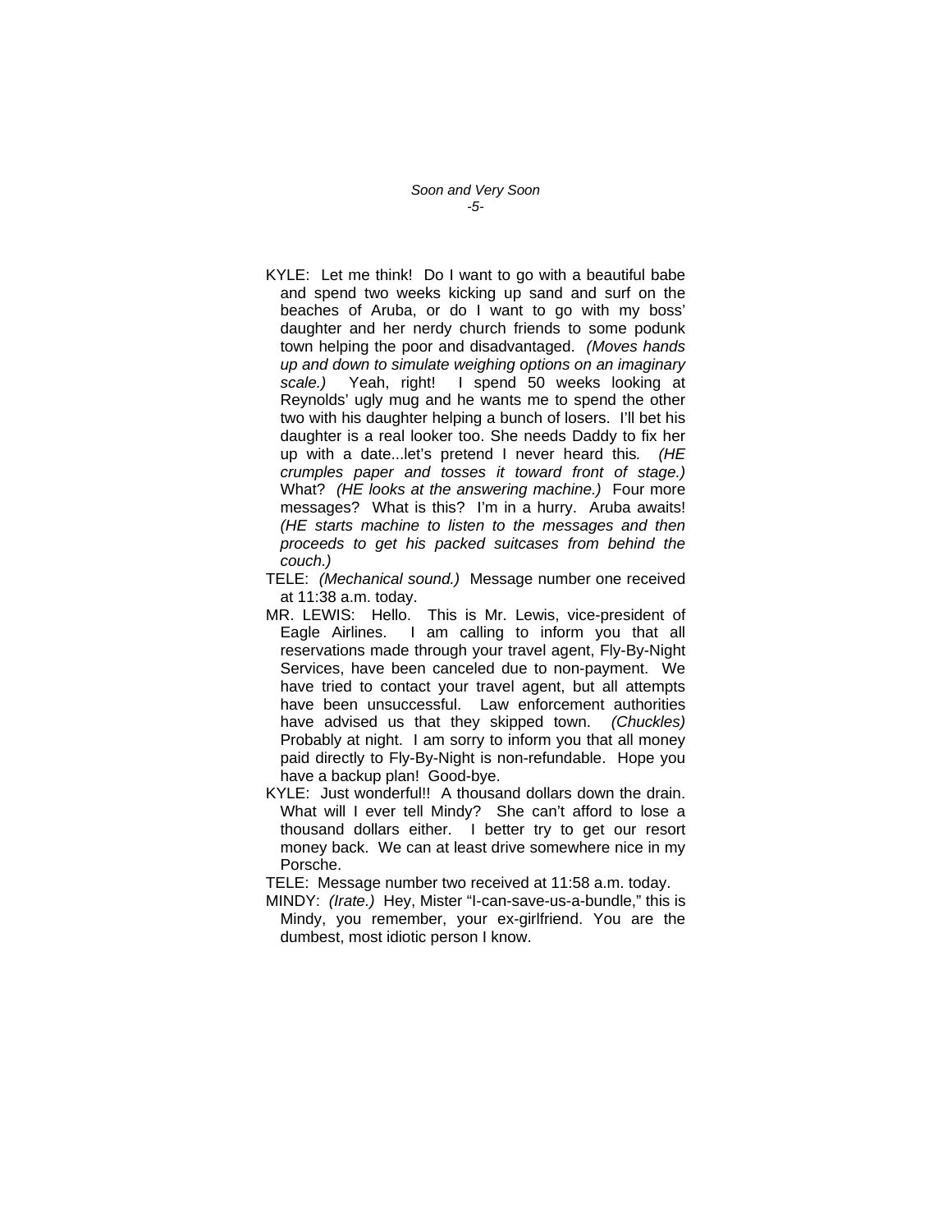KYLE: Let me think! Do I want to go with a beautiful babe and spend two weeks kicking up sand and surf on the beaches of Aruba, or do I want to go with my boss' daughter and her nerdy church friends to some podunk town helping the poor and disadvantaged. *(Moves hands up and down to simulate weighing options on an imaginary scale.)* Yeah, right! I spend 50 weeks looking at Reynolds' ugly mug and he wants me to spend the other two with his daughter helping a bunch of losers. I'll bet his daughter is a real looker too. She needs Daddy to fix her up with a date...let's pretend I never heard this. *(HE crumples paper and tosses it toward front of stage.)* What? *(HE looks at the answering machine.)* Four more messages? What is this? I'm in a hurry. Aruba awaits! *(HE starts machine to listen to the messages and then proceeds to get his packed suitcases from behind the couch.)*

TELE: *(Mechanical sound.)* Message number one received at 11:38 a.m. today.

MR. LEWIS: Hello. This is Mr. Lewis, vice-president of Eagle Airlines. I am calling to inform you that all reservations made through your travel agent, Fly-By-Night Services, have been canceled due to non-payment. We have tried to contact your travel agent, but all attempts have been unsuccessful. Law enforcement authorities have advised us that they skipped town. *(Chuckles)* Probably at night. I am sorry to inform you that all money paid directly to Fly-By-Night is non-refundable. Hope you have a backup plan! Good-bye.

KYLE: Just wonderful!! A thousand dollars down the drain. What will I ever tell Mindy? She can't afford to lose a thousand dollars either. I better try to get our resort money back. We can at least drive somewhere nice in my Porsche.

TELE: Message number two received at 11:58 a.m. today.

MINDY: *(Irate.)* Hey, Mister "I-can-save-us-a-bundle," this is Mindy, you remember, your ex-girlfriend. You are the dumbest, most idiotic person I know.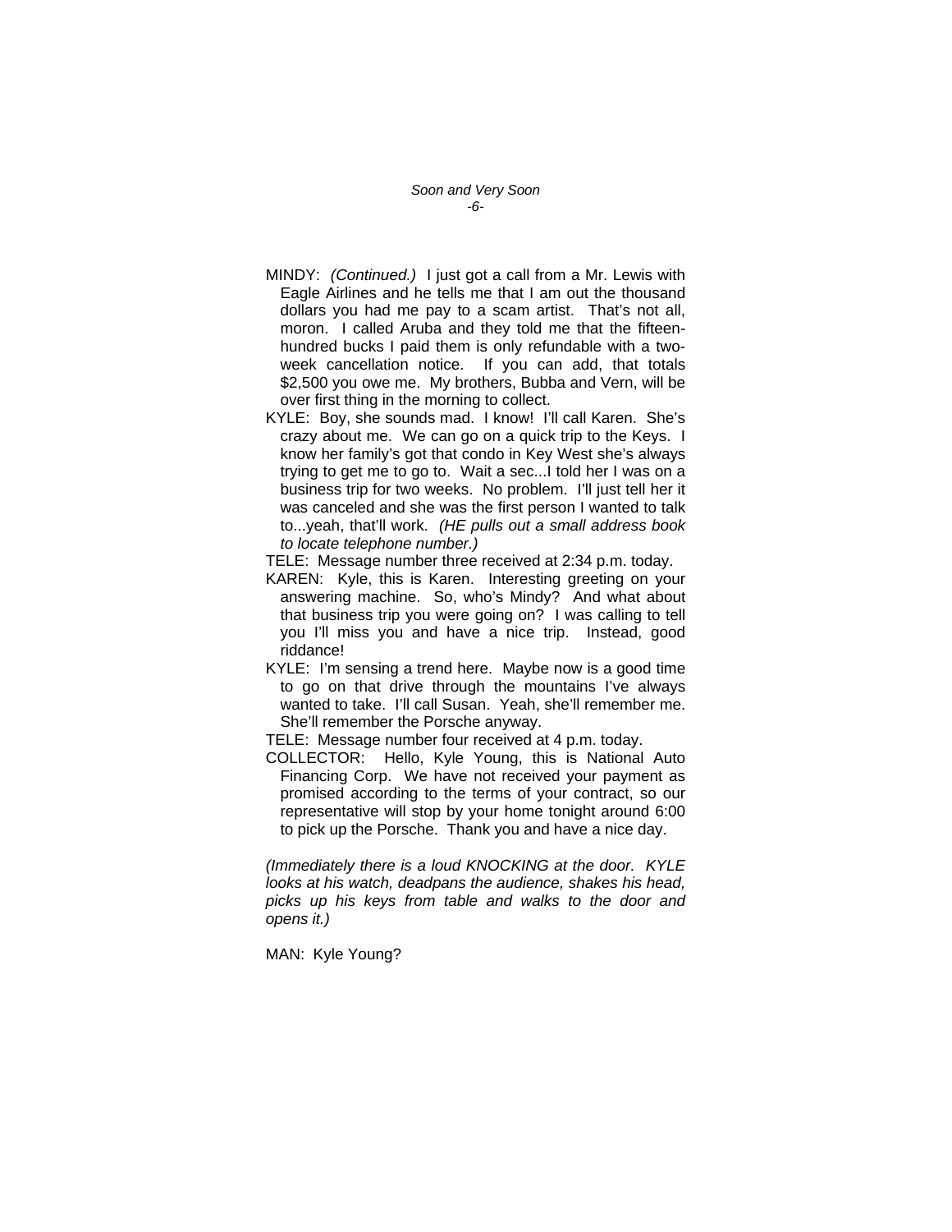MINDY: *(Continued.)* I just got a call from a Mr. Lewis with Eagle Airlines and he tells me that I am out the thousand dollars you had me pay to a scam artist. That's not all, moron. I called Aruba and they told me that the fifteen-hundred bucks I paid them is only refundable with a two-week cancellation notice. If you can add, that totals $2,500 you owe me. My brothers, Bubba and Vern, will be over first thing in the morning to collect.

KYLE: Boy, she sounds mad. I know! I'll call Karen. She's crazy about me. We can go on a quick trip to the Keys. I know her family's got that condo in Key West she's always trying to get me to go to. Wait a sec...I told her I was on a business trip for two weeks. No problem. I'll just tell her it was canceled and she was the first person I wanted to talk to...yeah, that'll work. *(HE pulls out a small address book to locate telephone number.)*

TELE: Message number three received at 2:34 p.m. today.

KAREN: Kyle, this is Karen. Interesting greeting on your answering machine. So, who's Mindy? And what about that business trip you were going on? I was calling to tell you I'll miss you and have a nice trip. Instead, good riddance!

KYLE: I'm sensing a trend here. Maybe now is a good time to go on that drive through the mountains I've always wanted to take. I'll call Susan. Yeah, she'll remember me. She'll remember the Porsche anyway.

TELE: Message number four received at 4 p.m. today.

COLLECTOR: Hello, Kyle Young, this is National Auto Financing Corp. We have not received your payment as promised according to the terms of your contract, so our representative will stop by your home tonight around 6:00 to pick up the Porsche. Thank you and have a nice day.

*(Immediately there is a loud KNOCKING at the door. KYLE looks at his watch, deadpans the audience, shakes his head, picks up his keys from table and walks to the door and opens it.)*

MAN: Kyle Young?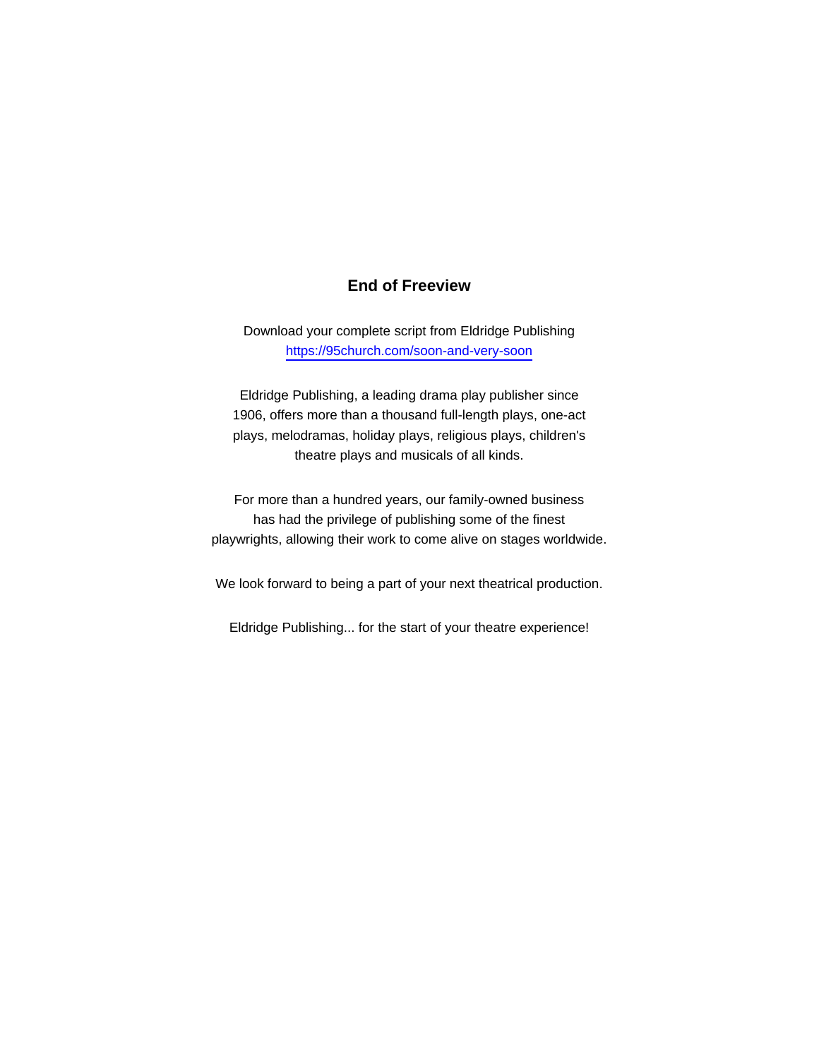## End of Freeview

Download your complete script from Eldridge Publishing
https://95church.com/soon-and-very-soon

Eldridge Publishing, a leading drama play publisher since 1906, offers more than a thousand full-length plays, one-act plays, melodramas, holiday plays, religious plays, children's theatre plays and musicals of all kinds.

For more than a hundred years, our family-owned business has had the privilege of publishing some of the finest playwrights, allowing their work to come alive on stages worldwide.

We look forward to being a part of your next theatrical production.

Eldridge Publishing... for the start of your theatre experience!